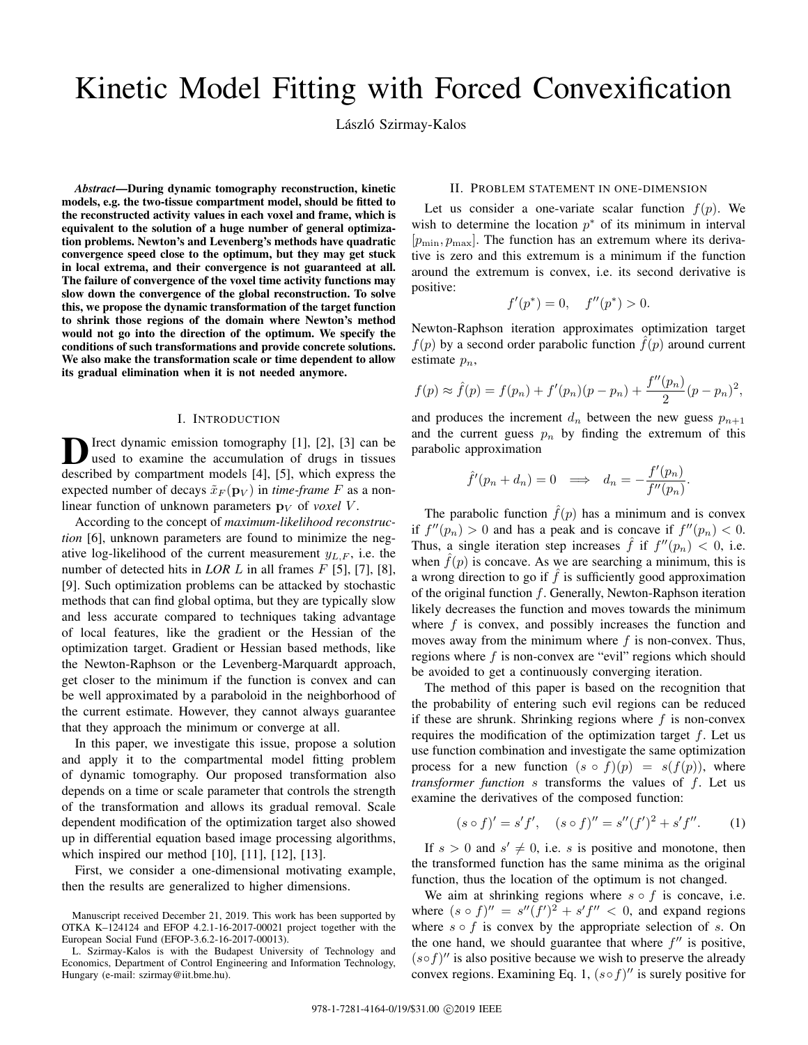# Kinetic Model Fitting with Forced Convexification

László Szirmay-Kalos

***Abstract*—During dynamic tomography reconstruction, kinetic models, e.g. the two-tissue compartment model, should be fitted to the reconstructed activity values in each voxel and frame, which is equivalent to the solution of a huge number of general optimization problems. Newton's and Levenberg's methods have quadratic convergence speed close to the optimum, but they may get stuck in local extrema, and their convergence is not guaranteed at all. The failure of convergence of the voxel time activity functions may slow down the convergence of the global reconstruction. To solve this, we propose the dynamic transformation of the target function to shrink those regions of the domain where Newton's method would not go into the direction of the optimum. We specify the conditions of such transformations and provide concrete solutions. We also make the transformation scale or time dependent to allow its gradual elimination when it is not needed anymore.**

## I. Introduction

Direct dynamic emission tomography [1], [2], [3] can be used to examine the accumulation of drugs in tissues described by compartment models [4], [5], which express the expected number of decays $\tilde{x}_F(\mathbf{p}_V)$ in *time-frame* $F$ as a non-linear function of unknown parameters $\mathbf{p}_V$ of *voxel* $V$.

According to the concept of *maximum-likelihood reconstruction* [6], unknown parameters are found to minimize the negative log-likelihood of the current measurement $y_{L,F}$, i.e. the number of detected hits in *LOR* $L$ in all frames $F$ [5], [7], [8], [9]. Such optimization problems can be attacked by stochastic methods that can find global optima, but they are typically slow and less accurate compared to techniques taking advantage of local features, like the gradient or the Hessian of the optimization target. Gradient or Hessian based methods, like the Newton-Raphson or the Levenberg-Marquardt approach, get closer to the minimum if the function is convex and can be well approximated by a paraboloid in the neighborhood of the current estimate. However, they cannot always guarantee that they approach the minimum or converge at all.

In this paper, we investigate this issue, propose a solution and apply it to the compartmental model fitting problem of dynamic tomography. Our proposed transformation also depends on a time or scale parameter that controls the strength of the transformation and allows its gradual removal. Scale dependent modification of the optimization target also showed up in differential equation based image processing algorithms, which inspired our method [10], [11], [12], [13].

First, we consider a one-dimensional motivating example, then the results are generalized to higher dimensions.

Manuscript received December 21, 2019. This work has been supported by OTKA K–124124 and EFOP 4.2.1-16-2017-00021 project together with the European Social Fund (EFOP-3.6.2-16-2017-00013).

L. Szirmay-Kalos is with the Budapest University of Technology and Economics, Department of Control Engineering and Information Technology, Hungary (e-mail: szirmay@iit.bme.hu).

## II. Problem statement in one-dimension

Let us consider a one-variate scalar function $f(p)$. We wish to determine the location $p^*$ of its minimum in interval $[p_{\min}, p_{\max}]$. The function has an extremum where its derivative is zero and this extremum is a minimum if the function around the extremum is convex, i.e. its second derivative is positive:

$$f'(p^*) = 0, \quad f''(p^*) > 0.$$

Newton-Raphson iteration approximates optimization target $f(p)$ by a second order parabolic function $\hat{f}(p)$ around current estimate $p_n$,

$$f(p) \approx \hat{f}(p) = f(p_n) + f'(p_n)(p - p_n) + \frac{f''(p_n)}{2}(p - p_n)^2,$$

and produces the increment $d_n$ between the new guess $p_{n+1}$ and the current guess $p_n$ by finding the extremum of this parabolic approximation

$$\hat{f}'(p_n + d_n) = 0 \quad \Longrightarrow \quad d_n = -\frac{f'(p_n)}{f''(p_n)}.$$

The parabolic function $\hat{f}(p)$ has a minimum and is convex if $f''(p_n) > 0$ and has a peak and is concave if $f''(p_n) < 0$. Thus, a single iteration step increases $\hat{f}$ if $f''(p_n) < 0$, i.e. when $\hat{f}(p)$ is concave. As we are searching a minimum, this is a wrong direction to go if $\hat{f}$ is sufficiently good approximation of the original function $f$. Generally, Newton-Raphson iteration likely decreases the function and moves towards the minimum where $f$ is convex, and possibly increases the function and moves away from the minimum where $f$ is non-convex. Thus, regions where $f$ is non-convex are "evil" regions which should be avoided to get a continuously converging iteration.

The method of this paper is based on the recognition that the probability of entering such evil regions can be reduced if these are shrunk. Shrinking regions where $f$ is non-convex requires the modification of the optimization target $f$. Let us use function combination and investigate the same optimization process for a new function $(s \circ f)(p) = s(f(p))$, where *transformer function* $s$ transforms the values of $f$. Let us examine the derivatives of the composed function:

$$(s \circ f)' = s'f', \quad (s \circ f)'' = s''(f')^2 + s'f''. \tag{1}$$

If $s > 0$ and $s' \neq 0$, i.e. $s$ is positive and monotone, then the transformed function has the same minima as the original function, thus the location of the optimum is not changed.

We aim at shrinking regions where $s \circ f$ is concave, i.e. where $(s \circ f)'' = s''(f')^2 + s'f'' < 0$, and expand regions where $s \circ f$ is convex by the appropriate selection of $s$. On the one hand, we should guarantee that where $f''$ is positive, $(s \circ f)''$ is also positive because we wish to preserve the already convex regions. Examining Eq. 1, $(s \circ f)''$ is surely positive for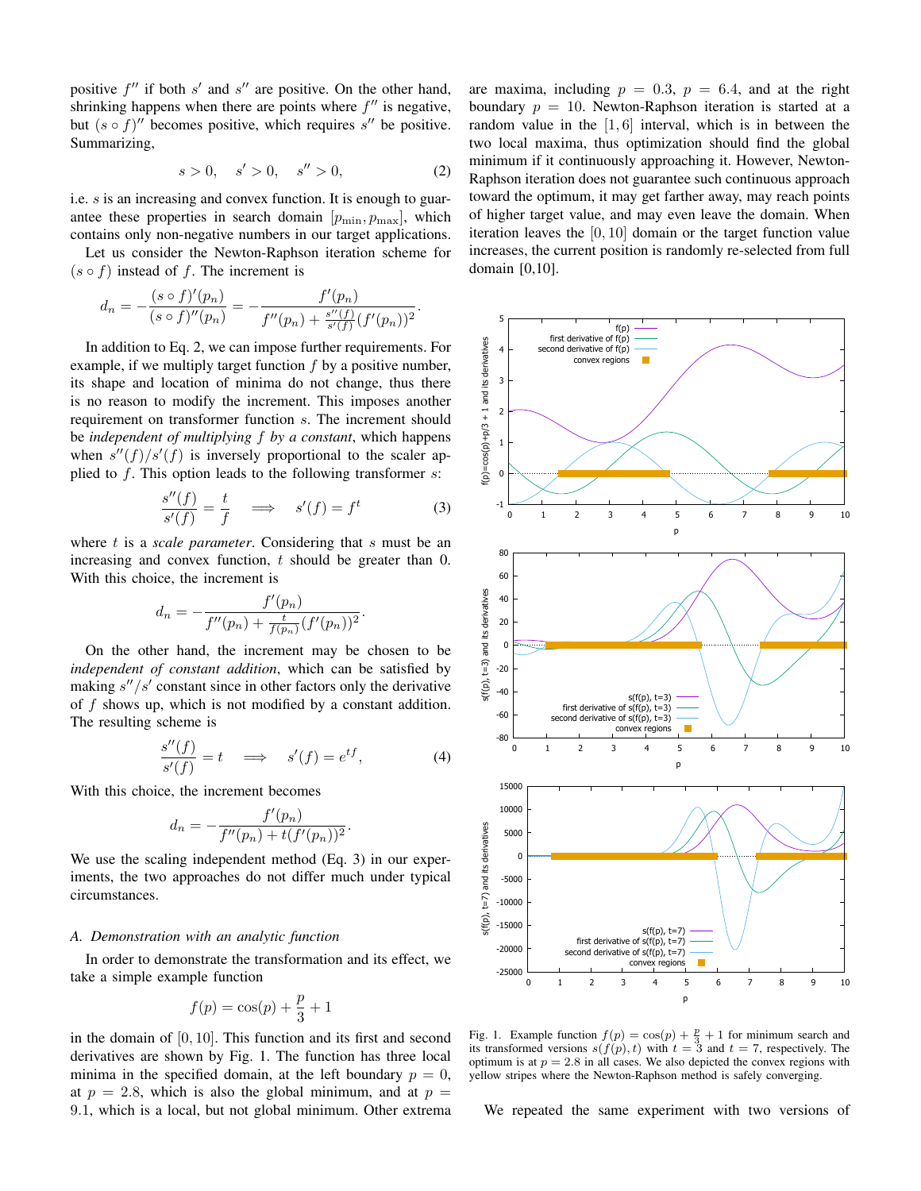positive $f''$ if both $s'$ and $s''$ are positive. On the other hand, shrinking happens when there are points where $f''$ is negative, but $(s \circ f)''$ becomes positive, which requires $s''$ be positive. Summarizing,

$$s > 0, \quad s' > 0, \quad s'' > 0, \tag{2}$$

i.e. $s$ is an increasing and convex function. It is enough to guarantee these properties in search domain $[p_{\min}, p_{\max}]$, which contains only non-negative numbers in our target applications.

Let us consider the Newton-Raphson iteration scheme for $(s \circ f)$ instead of $f$. The increment is

$$d_n = -\frac{(s \circ f)'(p_n)}{(s \circ f)''(p_n)} = -\frac{f'(p_n)}{f''(p_n) + \frac{s''(f)}{s'(f)}(f'(p_n))^2}.$$

In addition to Eq. 2, we can impose further requirements. For example, if we multiply target function $f$ by a positive number, its shape and location of minima do not change, thus there is no reason to modify the increment. This imposes another requirement on transformer function $s$. The increment should be *independent of multiplying $f$ by a constant*, which happens when $s''(f)/s'(f)$ is inversely proportional to the scaler applied to $f$. This option leads to the following transformer $s$:

$$\frac{s''(f)}{s'(f)} = \frac{t}{f} \quad \Longrightarrow \quad s'(f) = f^t \tag{3}$$

where $t$ is a *scale parameter*. Considering that $s$ must be an increasing and convex function, $t$ should be greater than 0. With this choice, the increment is

$$d_n = -\frac{f'(p_n)}{f''(p_n) + \frac{t}{f(p_n)}(f'(p_n))^2}.$$

On the other hand, the increment may be chosen to be *independent of constant addition*, which can be satisfied by making $s''/s'$ constant since in other factors only the derivative of $f$ shows up, which is not modified by a constant addition. The resulting scheme is

$$\frac{s''(f)}{s'(f)} = t \quad \Longrightarrow \quad s'(f) = e^{tf}, \tag{4}$$

With this choice, the increment becomes

$$d_n = -\frac{f'(p_n)}{f''(p_n) + t(f'(p_n))^2}.$$

We use the scaling independent method (Eq. 3) in our experiments, the two approaches do not differ much under typical circumstances.

### A. Demonstration with an analytic function

In order to demonstrate the transformation and its effect, we take a simple example function

$$f(p) = \cos(p) + \frac{p}{3} + 1$$

in the domain of $[0, 10]$. This function and its first and second derivatives are shown by Fig. 1. The function has three local minima in the specified domain, at the left boundary $p = 0$, at $p = 2.8$, which is also the global minimum, and at $p = 9.1$, which is a local, but not global minimum. Other extrema are maxima, including $p = 0.3$, $p = 6.4$, and at the right boundary $p = 10$. Newton-Raphson iteration is started at a random value in the $[1, 6]$ interval, which is in between the two local maxima, thus optimization should find the global minimum if it continuously approaching it. However, Newton-Raphson iteration does not guarantee such continuous approach toward the optimum, it may get farther away, may reach points of higher target value, and may even leave the domain. When iteration leaves the $[0, 10]$ domain or the target function value increases, the current position is randomly re-selected from full domain [0,10].

Fig. 1. Example function $f(p) = \cos(p) + \frac{p}{3} + 1$ for minimum search and its transformed versions $s(f(p), t)$ with $t = 3$ and $t = 7$, respectively. The optimum is at $p = 2.8$ in all cases. We also depicted the convex regions with yellow stripes where the Newton-Raphson method is safely converging.

We repeated the same experiment with two versions of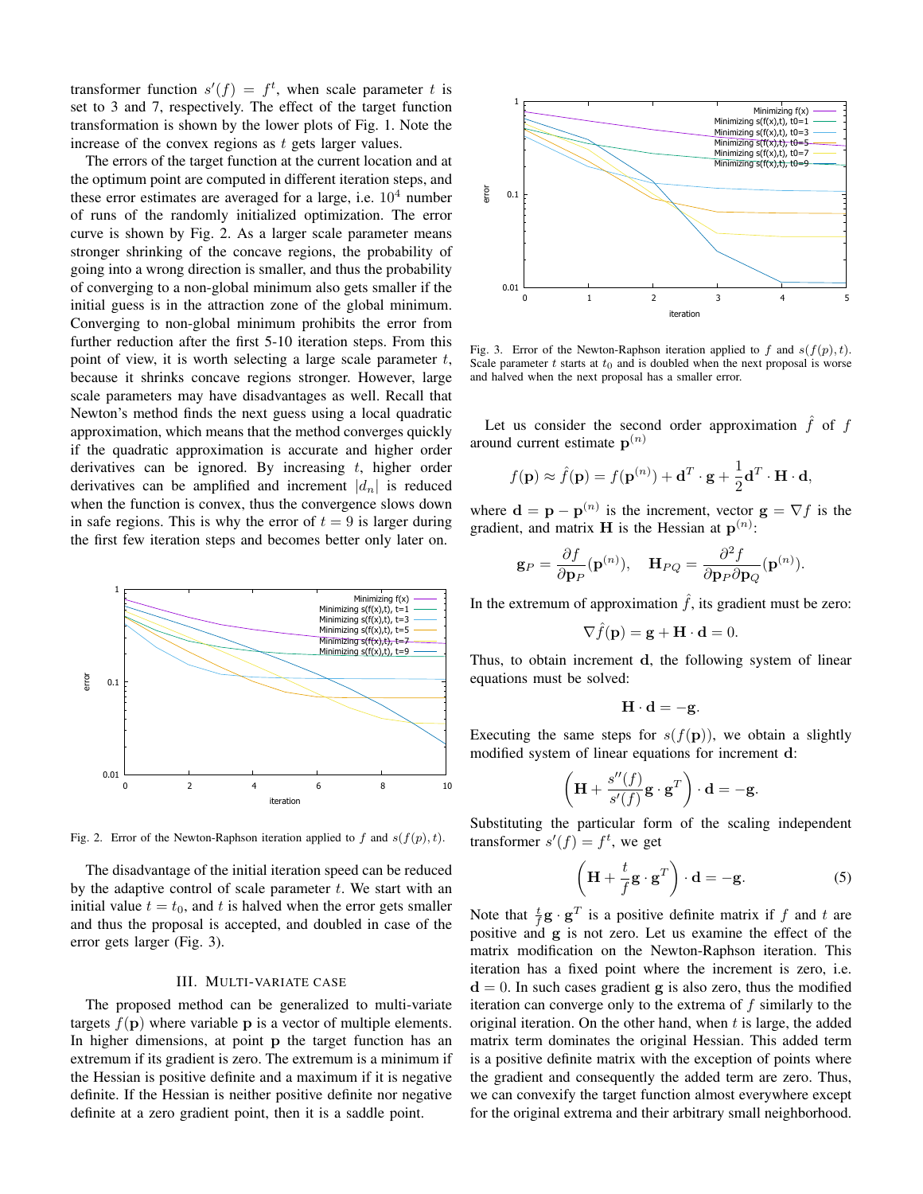transformer function $s'(f) = f^t$, when scale parameter $t$ is set to 3 and 7, respectively. The effect of the target function transformation is shown by the lower plots of Fig. 1. Note the increase of the convex regions as $t$ gets larger values.

The errors of the target function at the current location and at the optimum point are computed in different iteration steps, and these error estimates are averaged for a large, i.e. $10^4$ number of runs of the randomly initialized optimization. The error curve is shown by Fig. 2. As a larger scale parameter means stronger shrinking of the concave regions, the probability of going into a wrong direction is smaller, and thus the probability of converging to a non-global minimum also gets smaller if the initial guess is in the attraction zone of the global minimum. Converging to non-global minimum prohibits the error from further reduction after the first 5-10 iteration steps. From this point of view, it is worth selecting a large scale parameter $t$, because it shrinks concave regions stronger. However, large scale parameters may have disadvantages as well. Recall that Newton's method finds the next guess using a local quadratic approximation, which means that the method converges quickly if the quadratic approximation is accurate and higher order derivatives can be ignored. By increasing $t$, higher order derivatives can be amplified and increment $|d_n|$ is reduced when the function is convex, thus the convergence slows down in safe regions. This is why the error of $t = 9$ is larger during the first few iteration steps and becomes better only later on.

Fig. 2. Error of the Newton-Raphson iteration applied to $f$ and $s(f(p), t)$.

The disadvantage of the initial iteration speed can be reduced by the adaptive control of scale parameter $t$. We start with an initial value $t = t_0$, and $t$ is halved when the error gets smaller and thus the proposal is accepted, and doubled in case of the error gets larger (Fig. 3).

## III. Multi-variate case

The proposed method can be generalized to multi-variate targets $f(\mathbf{p})$ where variable $\mathbf{p}$ is a vector of multiple elements. In higher dimensions, at point $\mathbf{p}$ the target function has an extremum if its gradient is zero. The extremum is a minimum if the Hessian is positive definite and a maximum if it is negative definite. If the Hessian is neither positive definite nor negative definite at a zero gradient point, then it is a saddle point.

Fig. 3. Error of the Newton-Raphson iteration applied to $f$ and $s(f(p), t)$. Scale parameter $t$ starts at $t_0$ and is doubled when the next proposal is worse and halved when the next proposal has a smaller error.

Let us consider the second order approximation $\hat{f}$ of $f$ around current estimate $\mathbf{p}^{(n)}$

$$f(\mathbf{p}) \approx \hat{f}(\mathbf{p}) = f(\mathbf{p}^{(n)}) + \mathbf{d}^T \cdot \mathbf{g} + \frac{1}{2}\mathbf{d}^T \cdot \mathbf{H} \cdot \mathbf{d},$$

where $\mathbf{d} = \mathbf{p} - \mathbf{p}^{(n)}$ is the increment, vector $\mathbf{g} = \nabla f$ is the gradient, and matrix $\mathbf{H}$ is the Hessian at $\mathbf{p}^{(n)}$:

$$\mathbf{g}_P = \frac{\partial f}{\partial \mathbf{p}_P}(\mathbf{p}^{(n)}), \quad \mathbf{H}_{PQ} = \frac{\partial^2 f}{\partial \mathbf{p}_P \partial \mathbf{p}_Q}(\mathbf{p}^{(n)}).$$

In the extremum of approximation $\hat{f}$, its gradient must be zero:

$$\nabla \hat{f}(\mathbf{p}) = \mathbf{g} + \mathbf{H} \cdot \mathbf{d} = 0.$$

Thus, to obtain increment $\mathbf{d}$, the following system of linear equations must be solved:

$$\mathbf{H} \cdot \mathbf{d} = -\mathbf{g}.$$

Executing the same steps for $s(f(\mathbf{p}))$, we obtain a slightly modified system of linear equations for increment $\mathbf{d}$:

$$\left(\mathbf{H} + \frac{s''(f)}{s'(f)}\mathbf{g} \cdot \mathbf{g}^T\right) \cdot \mathbf{d} = -\mathbf{g}.$$

Substituting the particular form of the scaling independent transformer $s'(f) = f^t$, we get

$$\left(\mathbf{H} + \frac{t}{f}\mathbf{g} \cdot \mathbf{g}^T\right) \cdot \mathbf{d} = -\mathbf{g}. \tag{5}$$

Note that $\frac{t}{f}\mathbf{g} \cdot \mathbf{g}^T$ is a positive definite matrix if $f$ and $t$ are positive and $\mathbf{g}$ is not zero. Let us examine the effect of the matrix modification on the Newton-Raphson iteration. This iteration has a fixed point where the increment is zero, i.e. $\mathbf{d} = 0$. In such cases gradient $\mathbf{g}$ is also zero, thus the modified iteration can converge only to the extrema of $f$ similarly to the original iteration. On the other hand, when $t$ is large, the added matrix term dominates the original Hessian. This added term is a positive definite matrix with the exception of points where the gradient and consequently the added term are zero. Thus, we can convexify the target function almost everywhere except for the original extrema and their arbitrary small neighborhood.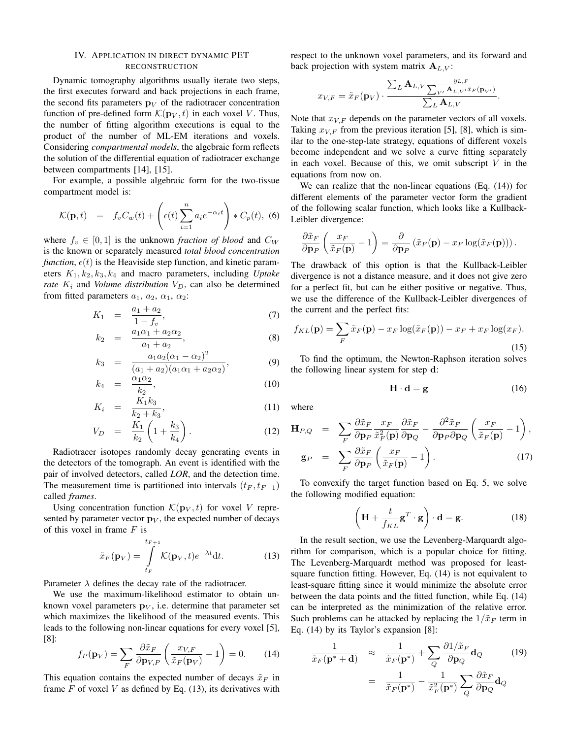## IV. Application in direct dynamic PET reconstruction

Dynamic tomography algorithms usually iterate two steps, the first executes forward and back projections in each frame, the second fits parameters $\mathbf{p}_V$ of the radiotracer concentration function of pre-defined form $\mathcal{K}(\mathbf{p}_V, t)$ in each voxel $V$. Thus, the number of fitting algorithm executions is equal to the product of the number of ML-EM iterations and voxels. Considering *compartmental models*, the algebraic form reflects the solution of the differential equation of radiotracer exchange between compartments [14], [15].

For example, a possible algebraic form for the two-tissue compartment model is:

$$\mathcal{K}(\mathbf{p}, t) = f_v C_w(t) + \left(\epsilon(t) \sum_{i=1}^{n} a_i e^{-\alpha_i t}\right) * C_p(t), \quad (6)$$

where $f_v \in [0, 1]$ is the unknown *fraction of blood* and $C_W$ is the known or separately measured *total blood concentration function*, $\epsilon(t)$ is the Heaviside step function, and kinetic parameters $K_1, k_2, k_3, k_4$ and macro parameters, including *Uptake rate* $K_i$ and *Volume distribution* $V_D$, can also be determined from fitted parameters $a_1$, $a_2$, $\alpha_1$, $\alpha_2$:

$$K_1 = \frac{a_1 + a_2}{1 - f_v}, \quad (7)$$

$$k_2 = \frac{a_1\alpha_1 + a_2\alpha_2}{a_1 + a_2}, \quad (8)$$

$$k_3 = \frac{a_1 a_2(\alpha_1 - \alpha_2)^2}{(a_1 + a_2)(a_1\alpha_1 + a_2\alpha_2)}, \quad (9)$$

$$k_4 = \frac{\alpha_1\alpha_2}{k_2}, \quad (10)$$

$$K_i = \frac{K_1 k_3}{k_2 + k_3}, \quad (11)$$

$$V_D = \frac{K_1}{k_2}\left(1 + \frac{k_3}{k_4}\right). \quad (12)$$

Radiotracer isotopes randomly decay generating events in the detectors of the tomograph. An event is identified with the pair of involved detectors, called *LOR*, and the detection time. The measurement time is partitioned into intervals $(t_F, t_{F+1})$ called *frames*.

Using concentration function $\mathcal{K}(\mathbf{p}_V, t)$ for voxel $V$ represented by parameter vector $\mathbf{p}_V$, the expected number of decays of this voxel in frame $F$ is

$$\tilde{x}_F(\mathbf{p}_V) = \int_{t_F}^{t_{F+1}} \mathcal{K}(\mathbf{p}_V, t) e^{-\lambda t} \mathrm{d}t. \quad (13)$$

Parameter $\lambda$ defines the decay rate of the radiotracer.

We use the maximum-likelihood estimator to obtain unknown voxel parameters $\mathbf{p}_V$, i.e. determine that parameter set which maximizes the likelihood of the measured events. This leads to the following non-linear equations for every voxel [5], [8]:

$$f_P(\mathbf{p}_V) = \sum_F \frac{\partial \tilde{x}_F}{\partial \mathbf{p}_{V,P}} \left(\frac{x_{V,F}}{\tilde{x}_F(\mathbf{p}_V)} - 1\right) = 0. \quad (14)$$

This equation contains the expected number of decays $\tilde{x}_F$ in frame $F$ of voxel $V$ as defined by Eq. (13), its derivatives with respect to the unknown voxel parameters, and its forward and back projection with system matrix $\mathbf{A}_{L,V}$:

$$x_{V,F} = \tilde{x}_F(\mathbf{p}_V) \cdot \frac{\sum_L \mathbf{A}_{L,V} \frac{y_{L,F}}{\sum_{V'} \mathbf{A}_{L,V'} \tilde{x}_F(\mathbf{p}_{V'})}}{\sum_L \mathbf{A}_{L,V}}.$$

Note that $x_{V,F}$ depends on the parameter vectors of all voxels. Taking $x_{V,F}$ from the previous iteration [5], [8], which is similar to the one-step-late strategy, equations of different voxels become independent and we solve a curve fitting separately in each voxel. Because of this, we omit subscript $V$ in the equations from now on.

We can realize that the non-linear equations (Eq. (14)) for different elements of the parameter vector form the gradient of the following scalar function, which looks like a Kullback-Leibler divergence:

$$\frac{\partial \tilde{x}_F}{\partial \mathbf{p}_P}\left(\frac{x_F}{\tilde{x}_F(\mathbf{p})} - 1\right) = \frac{\partial}{\partial \mathbf{p}_P}\left(\tilde{x}_F(\mathbf{p}) - x_F \log(\tilde{x}_F(\mathbf{p}))\right).$$

The drawback of this option is that the Kullback-Leibler divergence is not a distance measure, and it does not give zero for a perfect fit, but can be either positive or negative. Thus, we use the difference of the Kullback-Leibler divergences of the current and the perfect fits:

$$f_{KL}(\mathbf{p}) = \sum_F \tilde{x}_F(\mathbf{p}) - x_F \log(\tilde{x}_F(\mathbf{p})) - x_F + x_F \log(x_F). \quad (15)$$

To find the optimum, the Newton-Raphson iteration solves the following linear system for step $\mathbf{d}$:

$$\mathbf{H} \cdot \mathbf{d} = \mathbf{g} \quad (16)$$

where

$$\mathbf{H}_{P,Q} = \sum_F \frac{\partial \tilde{x}_F}{\partial \mathbf{p}_P} \frac{x_F}{\tilde{x}_F^2(\mathbf{p})} \frac{\partial \tilde{x}_F}{\partial \mathbf{p}_Q} - \frac{\partial^2 \tilde{x}_F}{\partial \mathbf{p}_P \partial \mathbf{p}_Q}\left(\frac{x_F}{\tilde{x}_F(\mathbf{p})} - 1\right),$$

$$\mathbf{g}_P = \sum_F \frac{\partial \tilde{x}_F}{\partial \mathbf{p}_P}\left(\frac{x_F}{\tilde{x}_F(\mathbf{p})} - 1\right). \quad (17)$$

To convexify the target function based on Eq. 5, we solve the following modified equation:

$$\left(\mathbf{H} + \frac{t}{f_{KL}} \mathbf{g}^T \cdot \mathbf{g}\right) \cdot \mathbf{d} = \mathbf{g}. \quad (18)$$

In the result section, we use the Levenberg-Marquardt algorithm for comparison, which is a popular choice for fitting. The Levenberg-Marquardt method was proposed for least-square function fitting. However, Eq. (14) is not equivalent to least-square fitting since it would minimize the absolute error between the data points and the fitted function, while Eq. (14) can be interpreted as the minimization of the relative error. Such problems can be attacked by replacing the $1/\tilde{x}_F$ term in Eq. (14) by its Taylor's expansion [8]:

$$\begin{aligned} \frac{1}{\tilde{x}_F(\mathbf{p}^* + \mathbf{d})} &\approx \frac{1}{\tilde{x}_F(\mathbf{p}^*)} + \sum_Q \frac{\partial 1/\tilde{x}_F}{\partial \mathbf{p}_Q} \mathbf{d}_Q \\ &= \frac{1}{\tilde{x}_F(\mathbf{p}^*)} - \frac{1}{\tilde{x}_F^2(\mathbf{p}^*)} \sum_Q \frac{\partial \tilde{x}_F}{\partial \mathbf{p}_Q} \mathbf{d}_Q \end{aligned} \quad (19)$$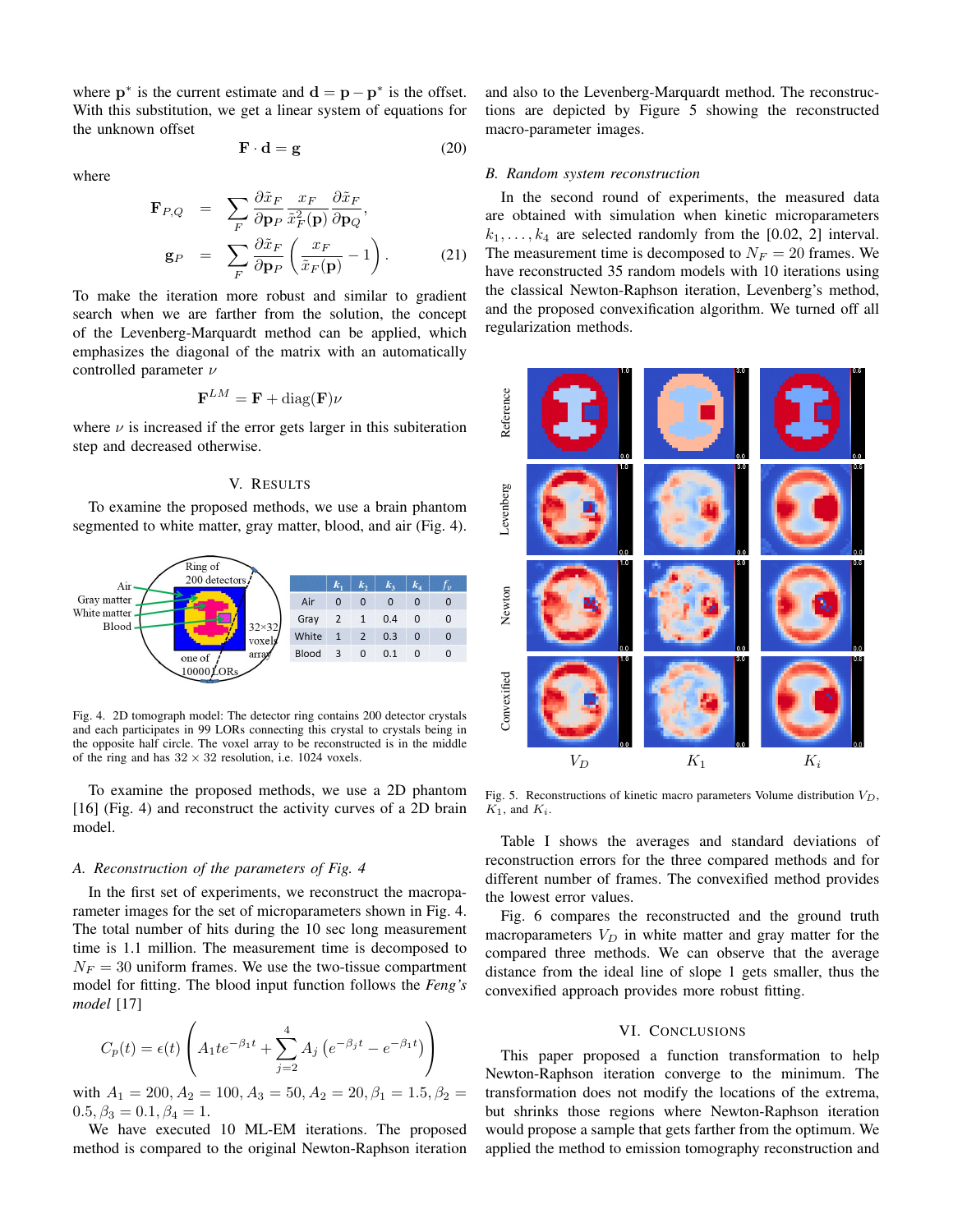where $\mathbf{p}^*$ is the current estimate and $\mathbf{d} = \mathbf{p} - \mathbf{p}^*$ is the offset. With this substitution, we get a linear system of equations for the unknown offset

$$\mathbf{F} \cdot \mathbf{d} = \mathbf{g} \tag{20}$$

where

$$\begin{aligned} \mathbf{F}_{P,Q} &= \sum_F \frac{\partial \tilde{x}_F}{\partial \mathbf{p}_P} \frac{x_F}{\tilde{x}_F^2(\mathbf{p})} \frac{\partial \tilde{x}_F}{\partial \mathbf{p}_Q}, \\ \mathbf{g}_P &= \sum_F \frac{\partial \tilde{x}_F}{\partial \mathbf{p}_P} \left( \frac{x_F}{\tilde{x}_F(\mathbf{p})} - 1 \right). \end{aligned} \tag{21}$$

To make the iteration more robust and similar to gradient search when we are farther from the solution, the concept of the Levenberg-Marquardt method can be applied, which emphasizes the diagonal of the matrix with an automatically controlled parameter $\nu$

$$\mathbf{F}^{LM} = \mathbf{F} + \text{diag}(\mathbf{F})\nu$$

where $\nu$ is increased if the error gets larger in this subiteration step and decreased otherwise.

## V. Results

To examine the proposed methods, we use a brain phantom segmented to white matter, gray matter, blood, and air (Fig. 4).

|  | $k_1$ | $k_2$ | $k_3$ | $k_4$ | $f_v$ |
|---|---|---|---|---|---|
| Air | 0 | 0 | 0 | 0 | 0 |
| Gray | 2 | 1 | 0.4 | 0 | 0 |
| White | 1 | 2 | 0.3 | 0 | 0 |
| Blood | 3 | 0 | 0.1 | 0 | 0 |

Fig. 4. 2D tomograph model: The detector ring contains 200 detector crystals and each participates in 99 LORs connecting this crystal to crystals being in the opposite half circle. The voxel array to be reconstructed is in the middle of the ring and has $32 \times 32$ resolution, i.e. 1024 voxels.

To examine the proposed methods, we use a 2D phantom [16] (Fig. 4) and reconstruct the activity curves of a 2D brain model.

### A. Reconstruction of the parameters of Fig. 4

In the first set of experiments, we reconstruct the macroparameter images for the set of microparameters shown in Fig. 4. The total number of hits during the 10 sec long measurement time is 1.1 million. The measurement time is decomposed to $N_F = 30$ uniform frames. We use the two-tissue compartment model for fitting. The blood input function follows the *Feng's model* [17]

$$C_p(t) = \epsilon(t) \left( A_1 t e^{-\beta_1 t} + \sum_{j=2}^{4} A_j \left( e^{-\beta_j t} - e^{-\beta_1 t} \right) \right)$$

with $A_1 = 200, A_2 = 100, A_3 = 50, A_2 = 20, \beta_1 = 1.5, \beta_2 = 0.5, \beta_3 = 0.1, \beta_4 = 1$.

We have executed 10 ML-EM iterations. The proposed method is compared to the original Newton-Raphson iteration and also to the Levenberg-Marquardt method. The reconstructions are depicted by Figure 5 showing the reconstructed macro-parameter images.

### B. Random system reconstruction

In the second round of experiments, the measured data are obtained with simulation when kinetic microparameters $k_1, \ldots, k_4$ are selected randomly from the [0.02, 2] interval. The measurement time is decomposed to $N_F = 20$ frames. We have reconstructed 35 random models with 10 iterations using the classical Newton-Raphson iteration, Levenberg's method, and the proposed convexification algorithm. We turned off all regularization methods.

Fig. 5. Reconstructions of kinetic macro parameters Volume distribution $V_D$, $K_1$, and $K_i$.

Table I shows the averages and standard deviations of reconstruction errors for the three compared methods and for different number of frames. The convexified method provides the lowest error values.

Fig. 6 compares the reconstructed and the ground truth macroparameters $V_D$ in white matter and gray matter for the compared three methods. We can observe that the average distance from the ideal line of slope 1 gets smaller, thus the convexified approach provides more robust fitting.

## VI. Conclusions

This paper proposed a function transformation to help Newton-Raphson iteration converge to the minimum. The transformation does not modify the locations of the extrema, but shrinks those regions where Newton-Raphson iteration would propose a sample that gets farther from the optimum. We applied the method to emission tomography reconstruction and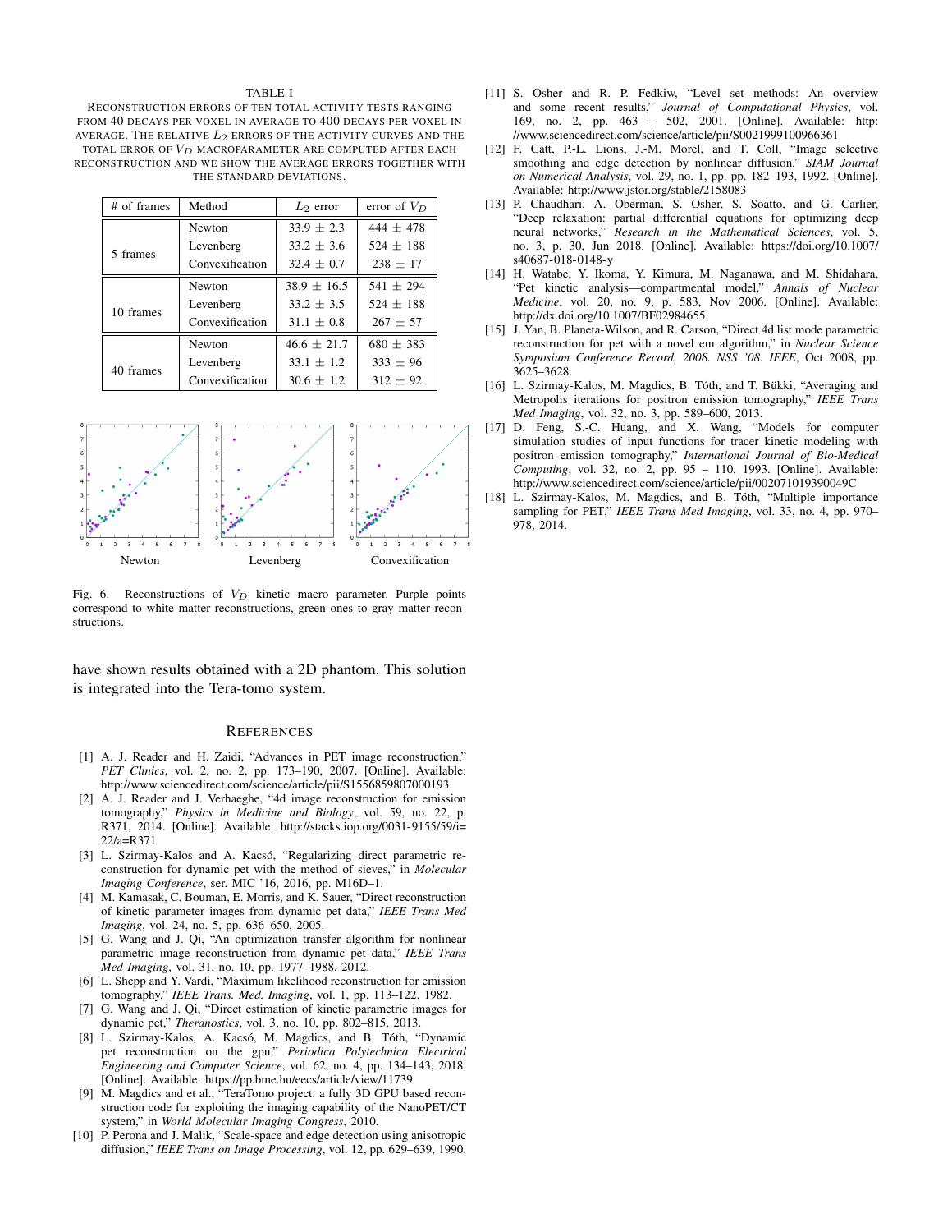TABLE I

RECONSTRUCTION ERRORS OF TEN TOTAL ACTIVITY TESTS RANGING FROM 40 DECAYS PER VOXEL IN AVERAGE TO 400 DECAYS PER VOXEL IN AVERAGE. THE RELATIVE $L_2$ ERRORS OF THE ACTIVITY CURVES AND THE TOTAL ERROR OF $V_D$ MACROPARAMETER ARE COMPUTED AFTER EACH RECONSTRUCTION AND WE SHOW THE AVERAGE ERRORS TOGETHER WITH THE STANDARD DEVIATIONS.

| # of frames | Method | $L_2$ error | error of $V_D$ |
|---|---|---|---|
| 5 frames | Newton | 33.9 ± 2.3 | 444 ± 478 |
| | Levenberg | 33.2 ± 3.6 | 524 ± 188 |
| | Convexification | 32.4 ± 0.7 | 238 ± 17 |
| 10 frames | Newton | 38.9 ± 16.5 | 541 ± 294 |
| | Levenberg | 33.2 ± 3.5 | 524 ± 188 |
| | Convexification | 31.1 ± 0.8 | 267 ± 57 |
| 40 frames | Newton | 46.6 ± 21.7 | 680 ± 383 |
| | Levenberg | 33.1 ± 1.2 | 333 ± 96 |
| | Convexification | 30.6 ± 1.2 | 312 ± 92 |

Newton

Levenberg

Convexification

Fig. 6. Reconstructions of $V_D$ kinetic macro parameter. Purple points correspond to white matter reconstructions, green ones to gray matter reconstructions.

have shown results obtained with a 2D phantom. This solution is integrated into the Tera-tomo system.

## REFERENCES

[1] A. J. Reader and H. Zaidi, "Advances in PET image reconstruction," *PET Clinics*, vol. 2, no. 2, pp. 173–190, 2007. [Online]. Available: http://www.sciencedirect.com/science/article/pii/S1556859807000193

[2] A. J. Reader and J. Verhaeghe, "4d image reconstruction for emission tomography," *Physics in Medicine and Biology*, vol. 59, no. 22, p. R371, 2014. [Online]. Available: http://stacks.iop.org/0031-9155/59/i=22/a=R371

[3] L. Szirmay-Kalos and A. Kacsó, "Regularizing direct parametric reconstruction for dynamic pet with the method of sieves," in *Molecular Imaging Conference*, ser. MIC '16, 2016, pp. M16D–1.

[4] M. Kamasak, C. Bouman, E. Morris, and K. Sauer, "Direct reconstruction of kinetic parameter images from dynamic pet data," *IEEE Trans Med Imaging*, vol. 24, no. 5, pp. 636–650, 2005.

[5] G. Wang and J. Qi, "An optimization transfer algorithm for nonlinear parametric image reconstruction from dynamic pet data," *IEEE Trans Med Imaging*, vol. 31, no. 10, pp. 1977–1988, 2012.

[6] L. Shepp and Y. Vardi, "Maximum likelihood reconstruction for emission tomography," *IEEE Trans. Med. Imaging*, vol. 1, pp. 113–122, 1982.

[7] G. Wang and J. Qi, "Direct estimation of kinetic parametric images for dynamic pet," *Theranostics*, vol. 3, no. 10, pp. 802–815, 2013.

[8] L. Szirmay-Kalos, A. Kacsó, M. Magdics, and B. Tóth, "Dynamic pet reconstruction on the gpu," *Periodica Polytechnica Electrical Engineering and Computer Science*, vol. 62, no. 4, pp. 134–143, 2018. [Online]. Available: https://pp.bme.hu/eecs/article/view/11739

[9] M. Magdics and et al., "TeraTomo project: a fully 3D GPU based reconstruction code for exploiting the imaging capability of the NanoPET/CT system," in *World Molecular Imaging Congress*, 2010.

[10] P. Perona and J. Malik, "Scale-space and edge detection using anisotropic diffusion," *IEEE Trans on Image Processing*, vol. 12, pp. 629–639, 1990.

[11] S. Osher and R. P. Fedkiw, "Level set methods: An overview and some recent results," *Journal of Computational Physics*, vol. 169, no. 2, pp. 463 – 502, 2001. [Online]. Available: http://www.sciencedirect.com/science/article/pii/S0021999100966361

[12] F. Catt, P.-L. Lions, J.-M. Morel, and T. Coll, "Image selective smoothing and edge detection by nonlinear diffusion," *SIAM Journal on Numerical Analysis*, vol. 29, no. 1, pp. pp. 182–193, 1992. [Online]. Available: http://www.jstor.org/stable/2158083

[13] P. Chaudhari, A. Oberman, S. Osher, S. Soatto, and G. Carlier, "Deep relaxation: partial differential equations for optimizing deep neural networks," *Research in the Mathematical Sciences*, vol. 5, no. 3, p. 30, Jun 2018. [Online]. Available: https://doi.org/10.1007/s40687-018-0148-y

[14] H. Watabe, Y. Ikoma, Y. Kimura, M. Naganawa, and M. Shidahara, "Pet kinetic analysis—compartmental model," *Annals of Nuclear Medicine*, vol. 20, no. 9, p. 583, Nov 2006. [Online]. Available: http://dx.doi.org/10.1007/BF02984655

[15] J. Yan, B. Planeta-Wilson, and R. Carson, "Direct 4d list mode parametric reconstruction for pet with a novel em algorithm," in *Nuclear Science Symposium Conference Record, 2008. NSS '08. IEEE*, Oct 2008, pp. 3625–3628.

[16] L. Szirmay-Kalos, M. Magdics, B. Tóth, and T. Bükki, "Averaging and Metropolis iterations for positron emission tomography," *IEEE Trans Med Imaging*, vol. 32, no. 3, pp. 589–600, 2013.

[17] D. Feng, S.-C. Huang, and X. Wang, "Models for computer simulation studies of input functions for tracer kinetic modeling with positron emission tomography," *International Journal of Bio-Medical Computing*, vol. 32, no. 2, pp. 95 – 110, 1993. [Online]. Available: http://www.sciencedirect.com/science/article/pii/002071019390049C

[18] L. Szirmay-Kalos, M. Magdics, and B. Tóth, "Multiple importance sampling for PET," *IEEE Trans Med Imaging*, vol. 33, no. 4, pp. 970–978, 2014.